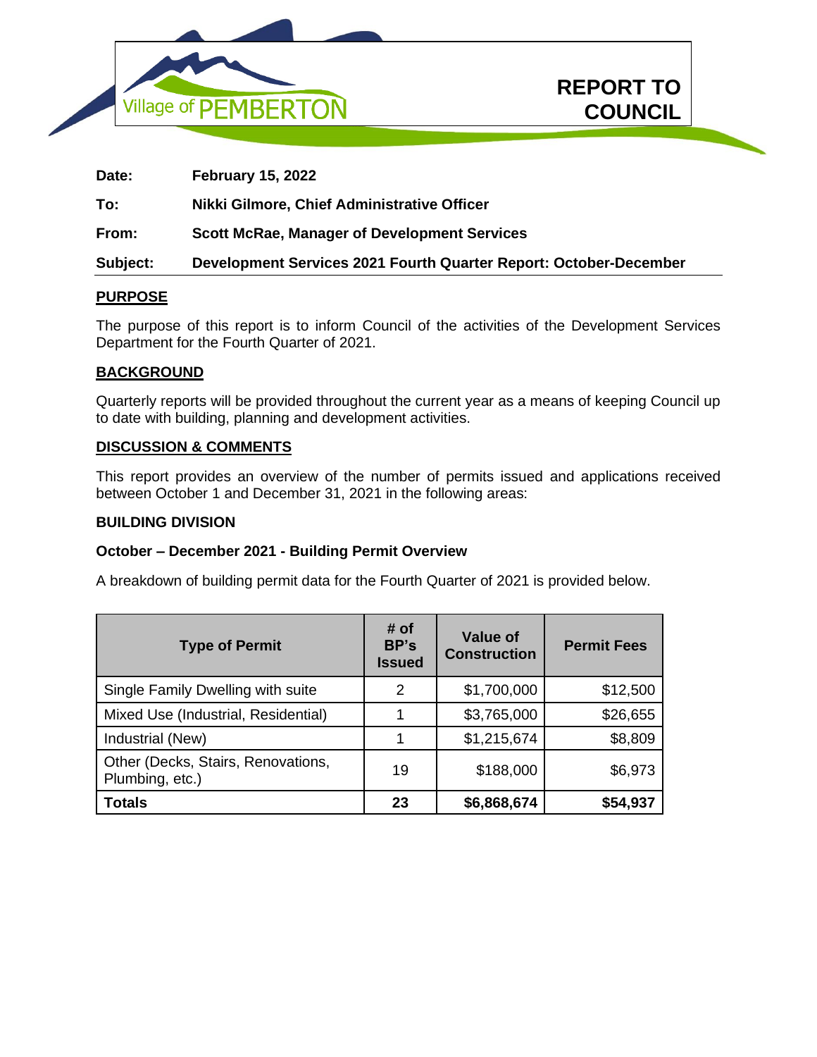Village of PEMBERTON

# REPORT TO COUNCIL

**Date:** February 15, 2022

**To:** Nikki Gilmore, Chief Administrative Officer

**From:** Scott McRae, Manager of Development Services

**Subject:** Development Services 2021 Fourth Quarter Report: October-December

## PURPOSE

The purpose of this report is to inform Council of the activities of the Development Services Department for the Fourth Quarter of 2021.

## BACKGROUND

Quarterly reports will be provided throughout the current year as a means of keeping Council up to date with building, planning and development activities.

## DISCUSSION & COMMENTS

This report provides an overview of the number of permits issued and applications received between October 1 and December 31, 2021 in the following areas:

### BUILDING DIVISION

**October – December 2021 - Building Permit Overview**

A breakdown of building permit data for the Fourth Quarter of 2021 is provided below.

| Type of Permit | # of BP's Issued | Value of Construction | Permit Fees |
|---|---|---|---|
| Single Family Dwelling with suite | 2 | $1,700,000 | $12,500 |
| Mixed Use (Industrial, Residential) | 1 | $3,765,000 | $26,655 |
| Industrial (New) | 1 | $1,215,674 | $8,809 |
| Other (Decks, Stairs, Renovations, Plumbing, etc.) | 19 | $188,000 | $6,973 |
| **Totals** | **23** | **$6,868,674** | **$54,937** |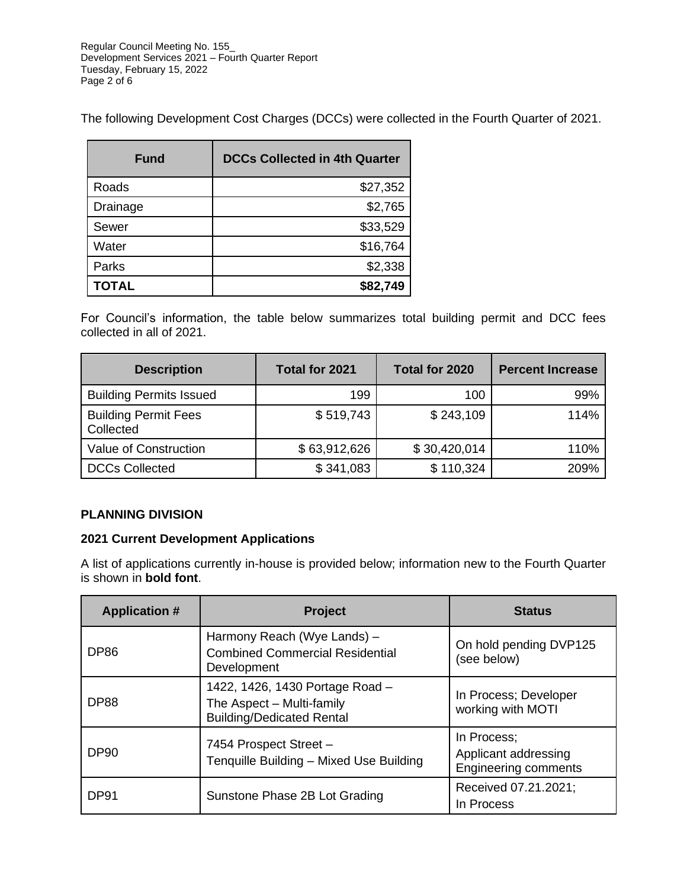The following Development Cost Charges (DCCs) were collected in the Fourth Quarter of 2021.

| Fund | DCCs Collected in 4th Quarter |
|---|---:|
| Roads | $27,352 |
| Drainage | $2,765 |
| Sewer | $33,529 |
| Water | $16,764 |
| Parks | $2,338 |
| **TOTAL** | **$82,749** |

For Council's information, the table below summarizes total building permit and DCC fees collected in all of 2021.

| Description | Total for 2021 | Total for 2020 | Percent Increase |
|---|---:|---:|---:|
| Building Permits Issued | 199 | 100 | 99% |
| Building Permit Fees Collected | $ 519,743 | $ 243,109 | 114% |
| Value of Construction | $ 63,912,626 | $ 30,420,014 | 110% |
| DCCs Collected | $ 341,083 | $ 110,324 | 209% |

**PLANNING DIVISION**

**2021 Current Development Applications**

A list of applications currently in-house is provided below; information new to the Fourth Quarter is shown in **bold font**.

| Application # | Project | Status |
|---|---|---|
| DP86 | Harmony Reach (Wye Lands) – Combined Commercial Residential Development | On hold pending DVP125 (see below) |
| DP88 | 1422, 1426, 1430 Portage Road – The Aspect – Multi-family Building/Dedicated Rental | In Process; Developer working with MOTI |
| DP90 | 7454 Prospect Street – Tenquille Building – Mixed Use Building | In Process; Applicant addressing Engineering comments |
| DP91 | Sunstone Phase 2B Lot Grading | Received 07.21.2021; In Process |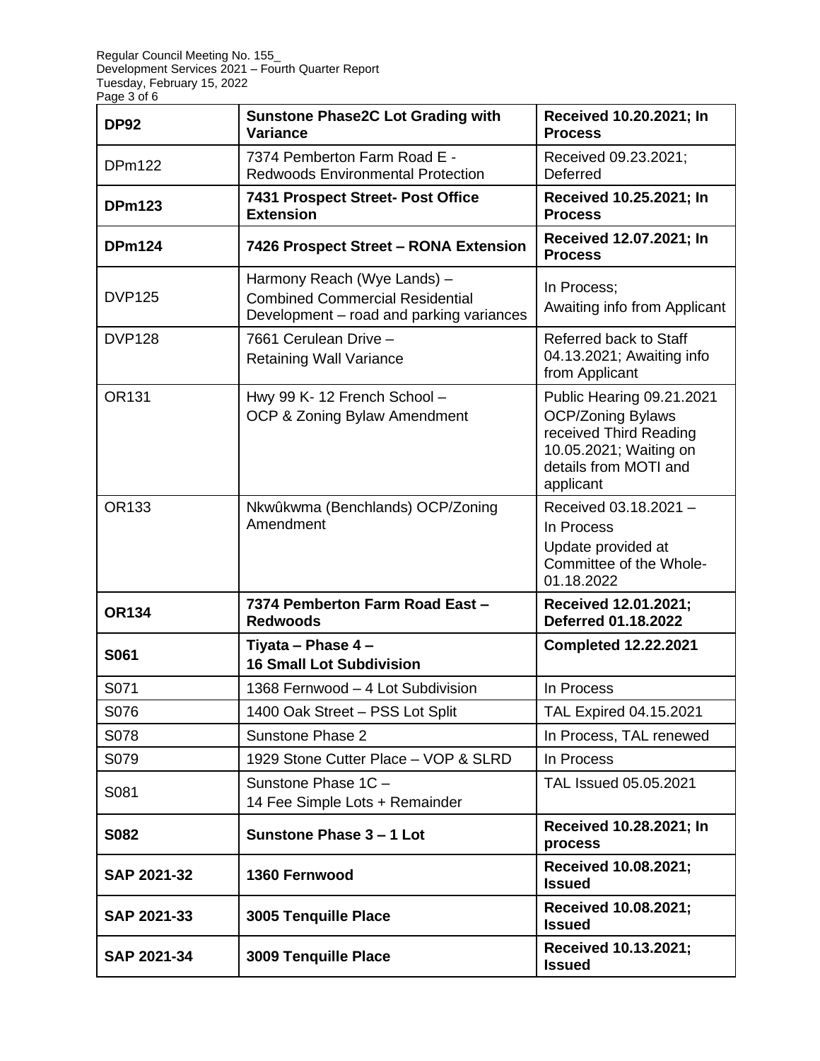| **DP92** | **Sunstone Phase2C Lot Grading with Variance** | **Received 10.20.2021; In Process** |
|---|---|---|
| DPm122 | 7374 Pemberton Farm Road E - Redwoods Environmental Protection | Received 09.23.2021; Deferred |
| **DPm123** | **7431 Prospect Street- Post Office Extension** | **Received 10.25.2021; In Process** |
| **DPm124** | **7426 Prospect Street – RONA Extension** | **Received 12.07.2021; In Process** |
| DVP125 | Harmony Reach (Wye Lands) – Combined Commercial Residential Development – road and parking variances | In Process; Awaiting info from Applicant |
| DVP128 | 7661 Cerulean Drive – Retaining Wall Variance | Referred back to Staff 04.13.2021; Awaiting info from Applicant |
| OR131 | Hwy 99 K- 12 French School – OCP & Zoning Bylaw Amendment | Public Hearing 09.21.2021 OCP/Zoning Bylaws received Third Reading 10.05.2021; Waiting on details from MOTI and applicant |
| OR133 | Nkwûkwma (Benchlands) OCP/Zoning Amendment | Received 03.18.2021 – In Process Update provided at Committee of the Whole- 01.18.2022 |
| **OR134** | **7374 Pemberton Farm Road East – Redwoods** | **Received 12.01.2021; Deferred 01.18.2022** |
| **S061** | **Tiyata – Phase 4 – 16 Small Lot Subdivision** | **Completed 12.22.2021** |
| S071 | 1368 Fernwood – 4 Lot Subdivision | In Process |
| S076 | 1400 Oak Street – PSS Lot Split | TAL Expired 04.15.2021 |
| S078 | Sunstone Phase 2 | In Process, TAL renewed |
| S079 | 1929 Stone Cutter Place – VOP & SLRD | In Process |
| S081 | Sunstone Phase 1C – 14 Fee Simple Lots + Remainder | TAL Issued 05.05.2021 |
| **S082** | **Sunstone Phase 3 – 1 Lot** | **Received 10.28.2021; In process** |
| **SAP 2021-32** | **1360 Fernwood** | **Received 10.08.2021; Issued** |
| **SAP 2021-33** | **3005 Tenquille Place** | **Received 10.08.2021; Issued** |
| **SAP 2021-34** | **3009 Tenquille Place** | **Received 10.13.2021; Issued** |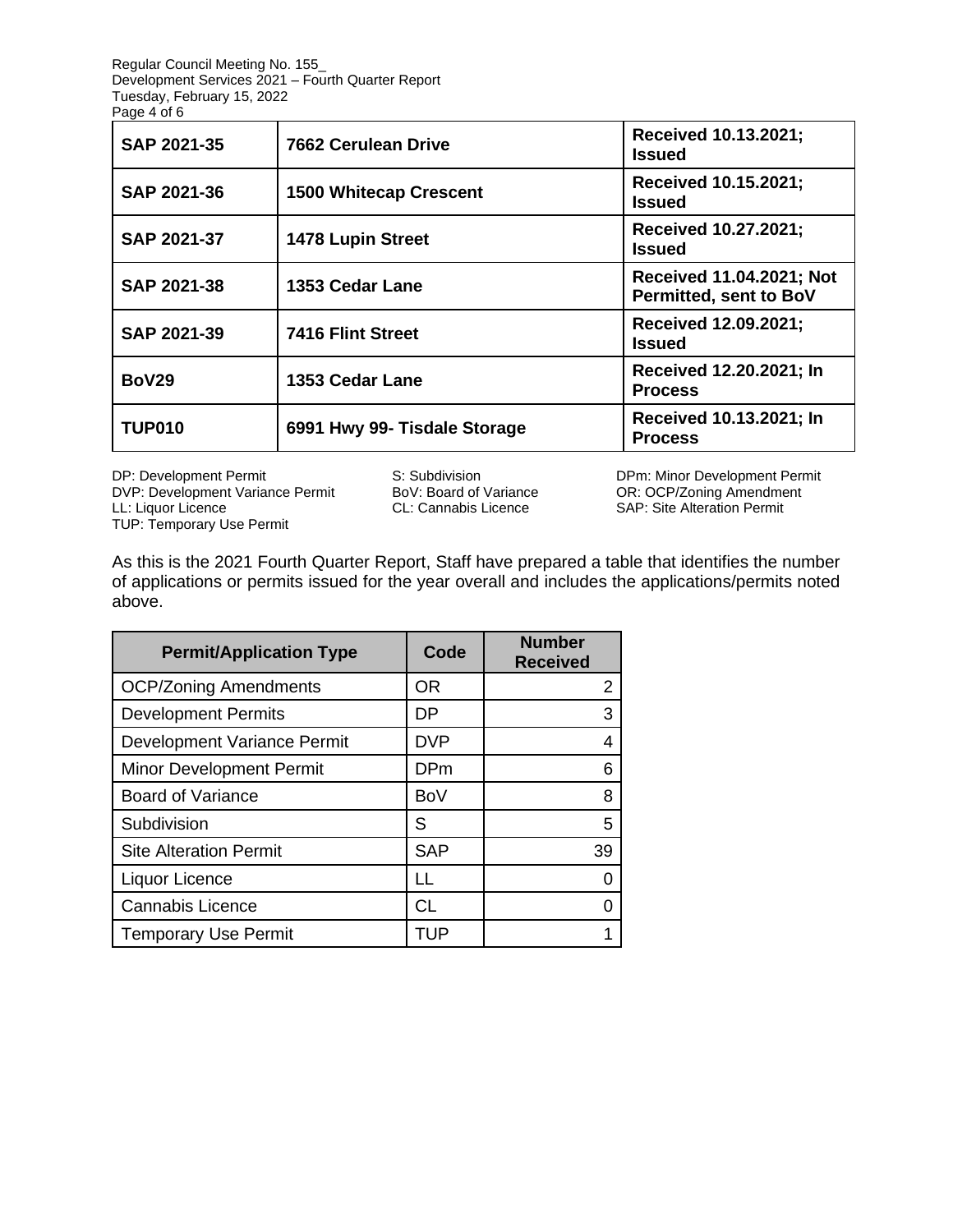| | | |
|---|---|---|
| **SAP 2021-35** | **7662 Cerulean Drive** | **Received 10.13.2021; Issued** |
| **SAP 2021-36** | **1500 Whitecap Crescent** | **Received 10.15.2021; Issued** |
| **SAP 2021-37** | **1478 Lupin Street** | **Received 10.27.2021; Issued** |
| **SAP 2021-38** | **1353 Cedar Lane** | **Received 11.04.2021; Not Permitted, sent to BoV** |
| **SAP 2021-39** | **7416 Flint Street** | **Received 12.09.2021; Issued** |
| **BoV29** | **1353 Cedar Lane** | **Received 12.20.2021; In Process** |
| **TUP010** | **6991 Hwy 99- Tisdale Storage** | **Received 10.13.2021; In Process** |

DP: Development Permit
DVP: Development Variance Permit
LL: Liquor Licence
TUP: Temporary Use Permit
S: Subdivision
BoV: Board of Variance
CL: Cannabis Licence
DPm: Minor Development Permit
OR: OCP/Zoning Amendment
SAP: Site Alteration Permit

As this is the 2021 Fourth Quarter Report, Staff have prepared a table that identifies the number of applications or permits issued for the year overall and includes the applications/permits noted above.

| Permit/Application Type | Code | Number Received |
|---|---|---|
| OCP/Zoning Amendments | OR | 2 |
| Development Permits | DP | 3 |
| Development Variance Permit | DVP | 4 |
| Minor Development Permit | DPm | 6 |
| Board of Variance | BoV | 8 |
| Subdivision | S | 5 |
| Site Alteration Permit | SAP | 39 |
| Liquor Licence | LL | 0 |
| Cannabis Licence | CL | 0 |
| Temporary Use Permit | TUP | 1 |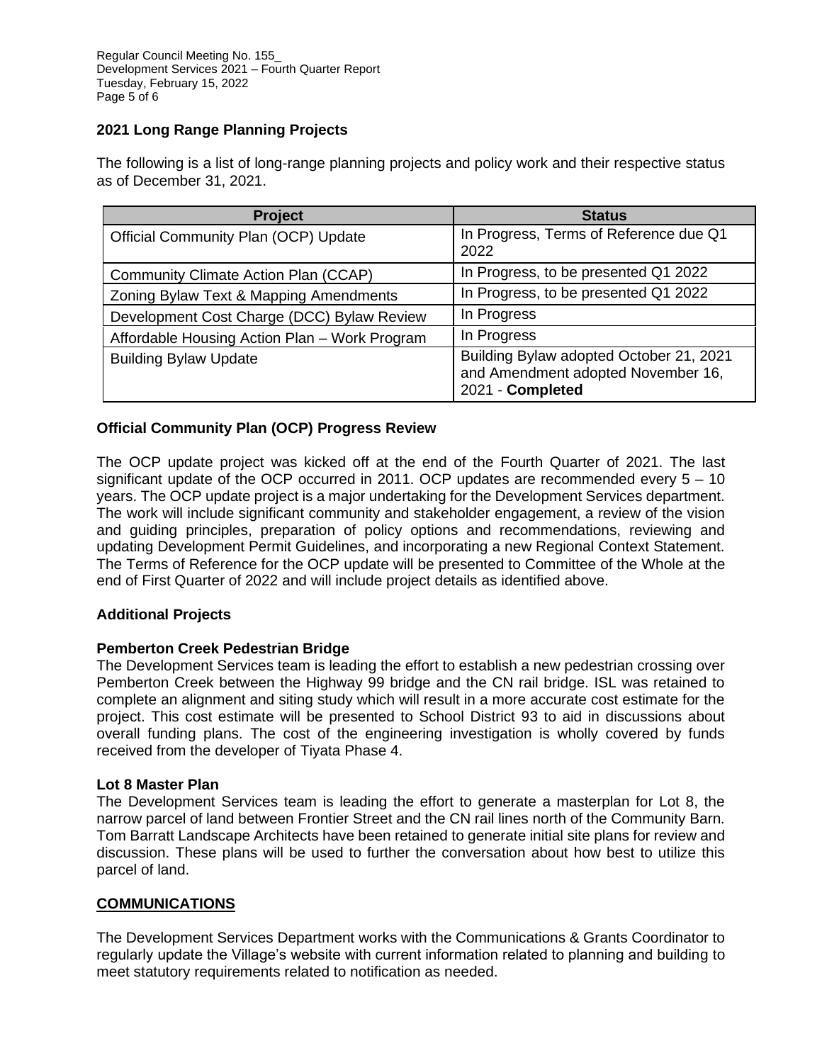### 2021 Long Range Planning Projects

The following is a list of long-range planning projects and policy work and their respective status as of December 31, 2021.

| Project | Status |
|---|---|
| Official Community Plan (OCP) Update | In Progress, Terms of Reference due Q1 2022 |
| Community Climate Action Plan (CCAP) | In Progress, to be presented Q1 2022 |
| Zoning Bylaw Text & Mapping Amendments | In Progress, to be presented Q1 2022 |
| Development Cost Charge (DCC) Bylaw Review | In Progress |
| Affordable Housing Action Plan – Work Program | In Progress |
| Building Bylaw Update | Building Bylaw adopted October 21, 2021 and Amendment adopted November 16, 2021 - **Completed** |

### Official Community Plan (OCP) Progress Review

The OCP update project was kicked off at the end of the Fourth Quarter of 2021. The last significant update of the OCP occurred in 2011. OCP updates are recommended every 5 – 10 years. The OCP update project is a major undertaking for the Development Services department. The work will include significant community and stakeholder engagement, a review of the vision and guiding principles, preparation of policy options and recommendations, reviewing and updating Development Permit Guidelines, and incorporating a new Regional Context Statement. The Terms of Reference for the OCP update will be presented to Committee of the Whole at the end of First Quarter of 2022 and will include project details as identified above.

### Additional Projects

#### Pemberton Creek Pedestrian Bridge

The Development Services team is leading the effort to establish a new pedestrian crossing over Pemberton Creek between the Highway 99 bridge and the CN rail bridge. ISL was retained to complete an alignment and siting study which will result in a more accurate cost estimate for the project. This cost estimate will be presented to School District 93 to aid in discussions about overall funding plans. The cost of the engineering investigation is wholly covered by funds received from the developer of Tiyata Phase 4.

#### Lot 8 Master Plan

The Development Services team is leading the effort to generate a masterplan for Lot 8, the narrow parcel of land between Frontier Street and the CN rail lines north of the Community Barn. Tom Barratt Landscape Architects have been retained to generate initial site plans for review and discussion. These plans will be used to further the conversation about how best to utilize this parcel of land.

## COMMUNICATIONS

The Development Services Department works with the Communications & Grants Coordinator to regularly update the Village's website with current information related to planning and building to meet statutory requirements related to notification as needed.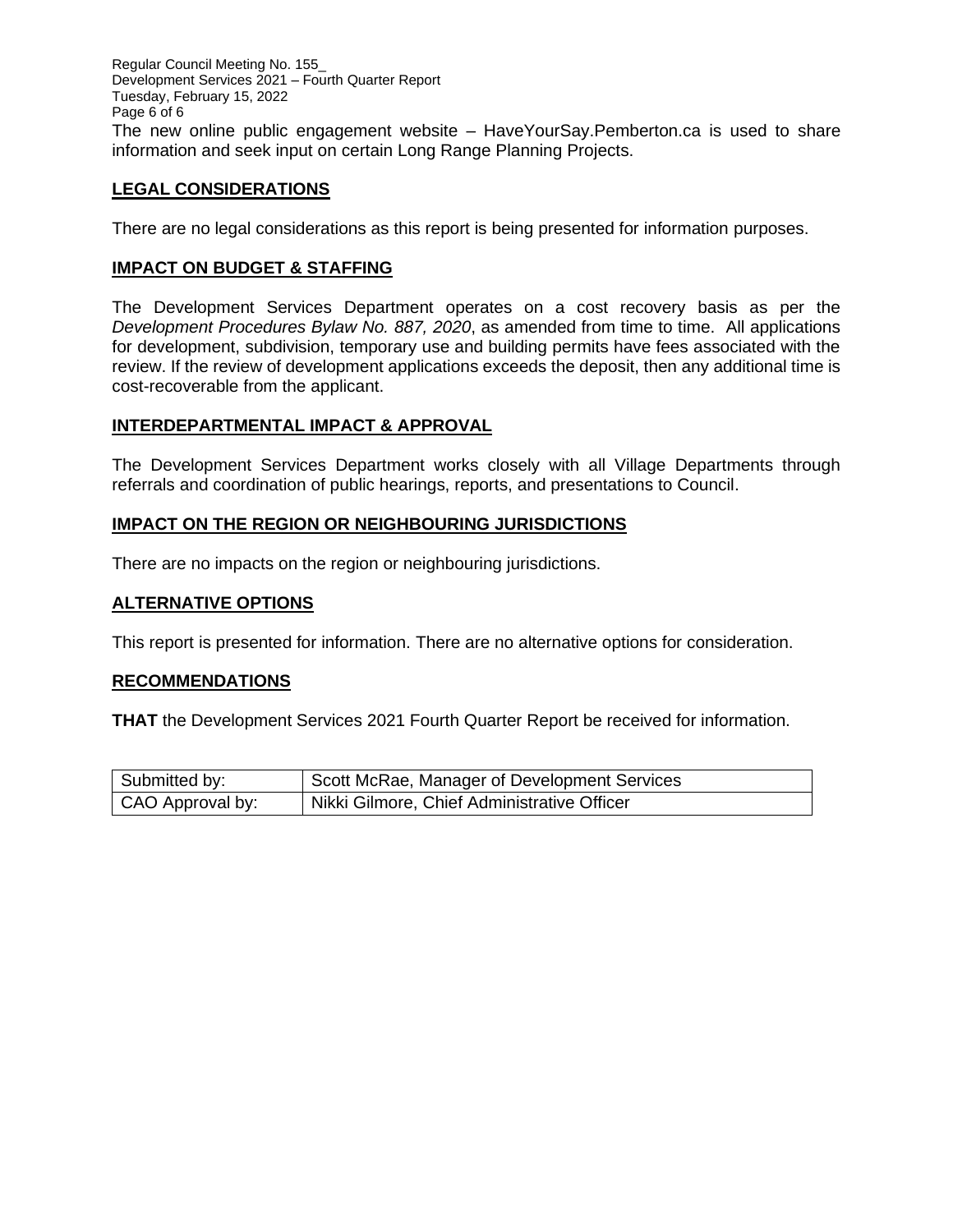The new online public engagement website – HaveYourSay.Pemberton.ca is used to share information and seek input on certain Long Range Planning Projects.

## LEGAL CONSIDERATIONS

There are no legal considerations as this report is being presented for information purposes.

## IMPACT ON BUDGET & STAFFING

The Development Services Department operates on a cost recovery basis as per the *Development Procedures Bylaw No. 887, 2020*, as amended from time to time. All applications for development, subdivision, temporary use and building permits have fees associated with the review. If the review of development applications exceeds the deposit, then any additional time is cost-recoverable from the applicant.

## INTERDEPARTMENTAL IMPACT & APPROVAL

The Development Services Department works closely with all Village Departments through referrals and coordination of public hearings, reports, and presentations to Council.

## IMPACT ON THE REGION OR NEIGHBOURING JURISDICTIONS

There are no impacts on the region or neighbouring jurisdictions.

## ALTERNATIVE OPTIONS

This report is presented for information. There are no alternative options for consideration.

## RECOMMENDATIONS

**THAT** the Development Services 2021 Fourth Quarter Report be received for information.

| | |
|---|---|
| Submitted by: | Scott McRae, Manager of Development Services |
| CAO Approval by: | Nikki Gilmore, Chief Administrative Officer |